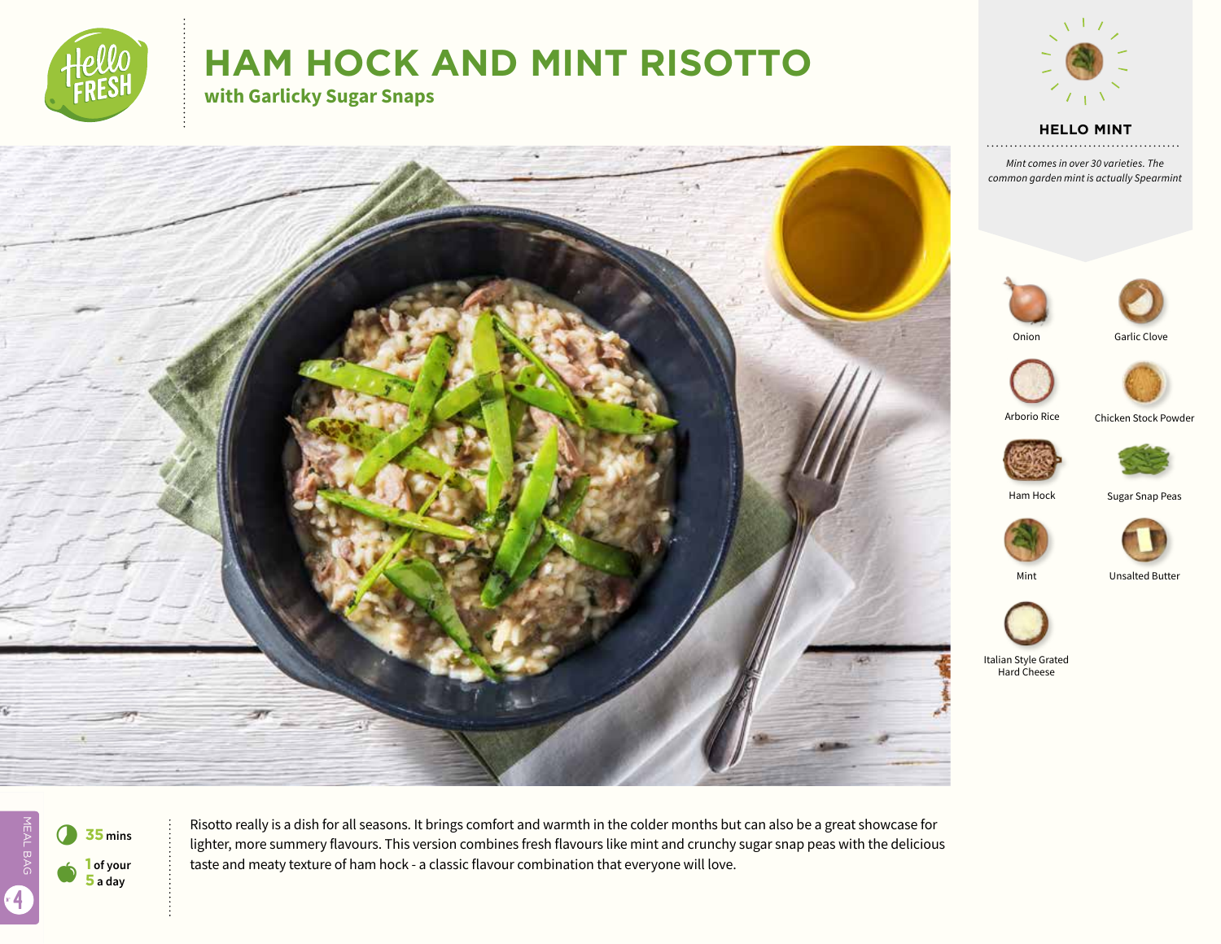# HAM HOCK AND MINT RISOTTO

## with Garlicky Sugar Snaps

### HELLO MINT

*Mint comes in over 30 varieties. The common garden mint is actually Spearmint*

- Onion
- Garlic Clove
- Arborio Rice
- Chicken Stock Powder
- Ham Hock
- Sugar Snap Peas
- Mint
- Unsalted Butter
- Italian Style Grated Hard Cheese

**35** mins

**1** of your **5** a day

Risotto really is a dish for all seasons. It brings comfort and warmth in the colder months but can also be a great showcase for lighter, more summery flavours. This version combines fresh flavours like mint and crunchy sugar snap peas with the delicious taste and meaty texture of ham hock - a classic flavour combination that everyone will love.

MEAL BAG 4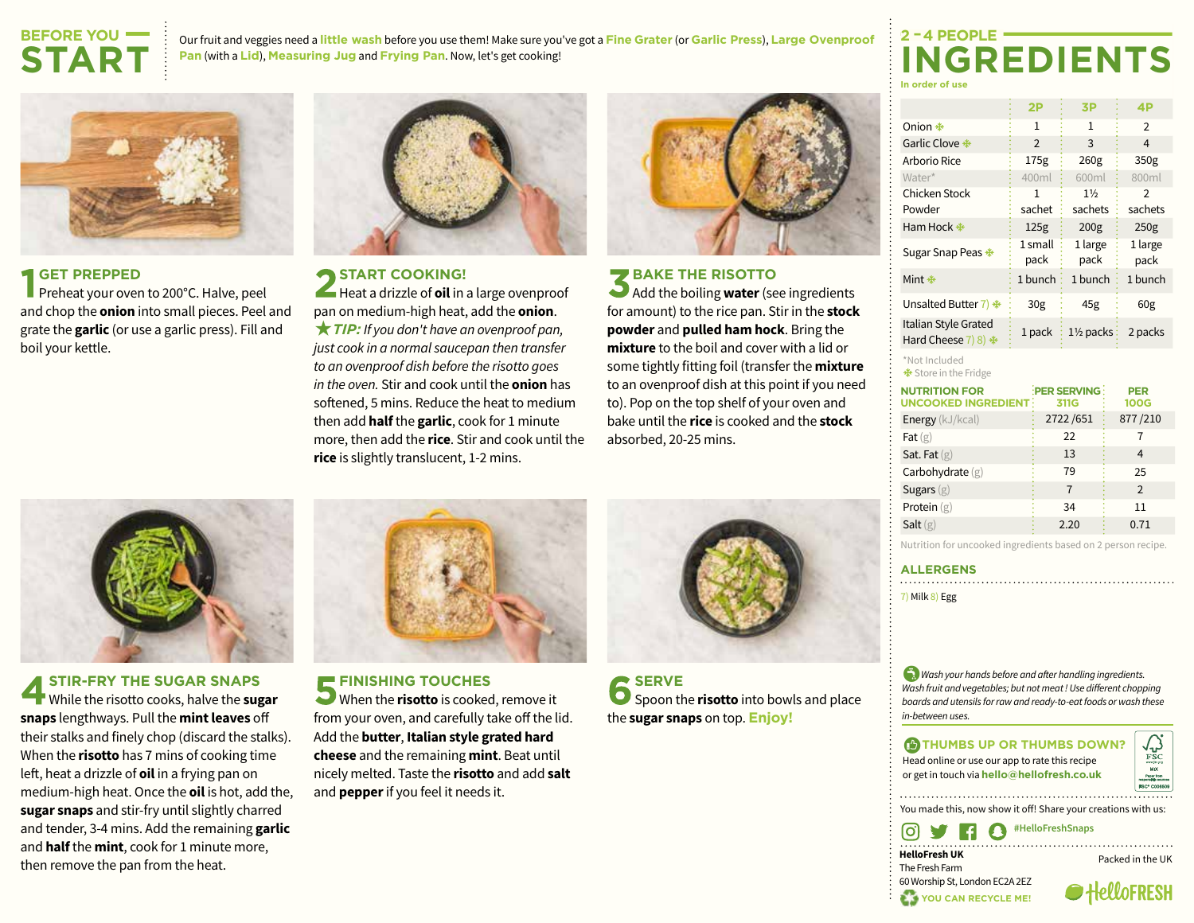# BEFORE YOU START

Our fruit and veggies need a **little wash** before you use them! Make sure you've got a **Fine Grater** (or **Garlic Press**), **Large Ovenproof Pan** (with a **Lid**), **Measuring Jug** and **Frying Pan**. Now, let's get cooking!

## 1 GET PREPPED

Preheat your oven to 200°C. Halve, peel and chop the **onion** into small pieces. Peel and grate the **garlic** (or use a garlic press). Fill and boil your kettle.

## 2 START COOKING!

Heat a drizzle of **oil** in a large ovenproof pan on medium-high heat, add the **onion**.
★ ***TIP:** If you don't have an ovenproof pan, just cook in a normal saucepan then transfer to an ovenproof dish before the risotto goes in the oven.* Stir and cook until the **onion** has softened, 5 mins. Reduce the heat to medium then add **half** the **garlic**, cook for 1 minute more, then add the **rice**. Stir and cook until the **rice** is slightly translucent, 1-2 mins.

## 3 BAKE THE RISOTTO

Add the boiling **water** (see ingredients for amount) to the rice pan. Stir in the **stock powder** and **pulled ham hock**. Bring the **mixture** to the boil and cover with a lid or some tightly fitting foil (transfer the **mixture** to an ovenproof dish at this point if you need to). Pop on the top shelf of your oven and bake until the **rice** is cooked and the **stock** absorbed, 20-25 mins.

## 4 STIR-FRY THE SUGAR SNAPS

While the risotto cooks, halve the **sugar snaps** lengthways. Pull the **mint leaves** off their stalks and finely chop (discard the stalks). When the **risotto** has 7 mins of cooking time left, heat a drizzle of **oil** in a frying pan on medium-high heat. Once the **oil** is hot, add the, **sugar snaps** and stir-fry until slightly charred and tender, 3-4 mins. Add the remaining **garlic** and **half** the **mint**, cook for 1 minute more, then remove the pan from the heat.

## 5 FINISHING TOUCHES

When the **risotto** is cooked, remove it from your oven, and carefully take off the lid. Add the **butter**, **Italian style grated hard cheese** and the remaining **mint**. Beat until nicely melted. Taste the **risotto** and add **salt** and **pepper** if you feel it needs it.

## 6 SERVE

Spoon the **risotto** into bowls and place the **sugar snaps** on top. **Enjoy!**

# 2 - 4 PEOPLE INGREDIENTS

In order of use

| | 2P | 3P | 4P |
|---|---|---|---|
| Onion ✽ | 1 | 1 | 2 |
| Garlic Clove ✽ | 2 | 3 | 4 |
| Arborio Rice | 175g | 260g | 350g |
| Water* | 400ml | 600ml | 800ml |
| Chicken Stock Powder | 1 sachet | 1½ sachets | 2 sachets |
| Ham Hock ✽ | 125g | 200g | 250g |
| Sugar Snap Peas ✽ | 1 small pack | 1 large pack | 1 large pack |
| Mint ✽ | 1 bunch | 1 bunch | 1 bunch |
| Unsalted Butter 7) ✽ | 30g | 45g | 60g |
| Italian Style Grated Hard Cheese 7) 8) ✽ | 1 pack | 1½ packs | 2 packs |

*Not Included
✽ Store in the Fridge

| NUTRITION FOR UNCOOKED INGREDIENT | PER SERVING 311G | PER 100G |
|---|---|---|
| Energy (kJ/kcal) | 2722 /651 | 877 /210 |
| Fat (g) | 22 | 7 |
| Sat. Fat (g) | 13 | 4 |
| Carbohydrate (g) | 79 | 25 |
| Sugars (g) | 7 | 2 |
| Protein (g) | 34 | 11 |
| Salt (g) | 2.20 | 0.71 |

Nutrition for uncooked ingredients based on 2 person recipe.

## ALLERGENS

7) Milk 8) Egg

*Wash your hands before and after handling ingredients. Wash fruit and vegetables; but not meat ! Use different chopping boards and utensils for raw and ready-to-eat foods or wash these in-between uses.*

**THUMBS UP OR THUMBS DOWN?**
Head online or use our app to rate this recipe or get in touch via **hello@hellofresh.co.uk**

You made this, now show it off! Share your creations with us: #HelloFreshSnaps

**HelloFresh UK**
The Fresh Farm
60 Worship St, London EC2A 2EZ

Packed in the UK

YOU CAN RECYCLE ME!

HelloFRESH